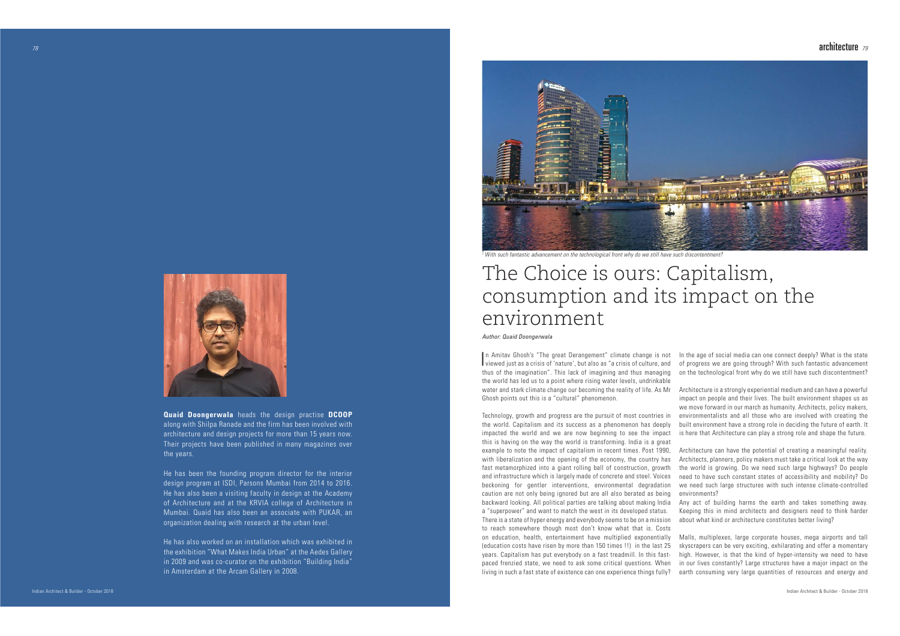*With such fantastic advancement on the technological front why do we still have such discontentment?*

# The Choice is ours: Capitalism, consumption and its impact on the environment

*Author: Quaid Doongerwala*

In Amitav Ghosh's "The great Derangement" climate change is not viewed just as a crisis of 'nature', but also as "a crisis of culture, and thus of the imagination". This lack of imagining and thus managing the world has led us to a point where rising water levels, undrinkable water and stark climate change our becoming the reality of life. As Mr Ghosh points out this is a "cultural" phenomenon.

Technology, growth and progress are the pursuit of most countries in the world. Capitalism and its success as a phenomenon has deeply impacted the world and we are now beginning to see the impact this is having on the way the world is transforming. India is a great example to note the impact of capitalism in recent times. Post 1990, with liberalization and the opening of the economy, the country has fast metamorphized into a giant rolling ball of construction, growth and infrastructure which is largely made of concrete and steel. Voices beckoning for gentler interventions, environmental degradation caution are not only being ignored but are all also berated as being backward looking. All political parties are talking about making India a "superpower" and want to match the west in its developed status. There is a state of hyper energy and everybody seems to be on a mission to reach somewhere though most don't know what that is. Costs on education, health, entertainment have multiplied exponentially (education costs have risen by more than 150 times !!) in the last 25 years. Capitalism has put everybody on a fast treadmill. In this fast-paced frenzied state, we need to ask some critical questions. When living in such a fast state of existence can one experience things fully? In the age of social media can one connect deeply? What is the state of progress we are going through? With such fantastic advancement on the technological front why do we still have such discontentment?

Architecture is a strongly experiential medium and can have a powerful impact on people and their lives. The built environment shapes us as we move forward in our march as humanity. Architects, policy makers, environmentalists and all those who are involved with creating the built environment have a strong role in deciding the future of earth. It is here that Architecture can play a strong role and shape the future.

Architecture can have the potential of creating a meaningful reality. Architects, planners, policy makers must take a critical look at the way the world is growing. Do we need such large highways? Do people need to have such constant states of accessibility and mobility? Do we need such large structures with such intense climate-controlled environments?

Any act of building harms the earth and takes something away. Keeping this in mind architects and designers need to think harder about what kind or architecture constitutes better living?

Malls, multiplexes, large corporate houses, mega airports and tall skyscrapers can be very exciting, exhilarating and offer a momentary high. However, is that the kind of hyper-intensity we need to have in our lives constantly? Large structures have a major impact on the earth consuming very large quantities of resources and energy and

**Quaid Doongerwala** heads the design practise **DCOOP** along with Shilpa Ranade and the firm has been involved with architecture and design projects for more than 15 years now. Their projects have been published in many magazines over the years.

He has been the founding program director for the interior design program at ISDI, Parsons Mumbai from 2014 to 2016. He has also been a visiting faculty in design at the Academy of Architecture and at the KRVIA college of Architecture in Mumbai. Quaid has also been an associate with PUKAR, an organization dealing with research at the urban level.

He has also worked on an installation which was exhibited in the exhibition "What Makes India Urban" at the Aedes Gallery in 2009 and was co-curator on the exhibition "Building India" in Amsterdam at the Arcam Gallery in 2008.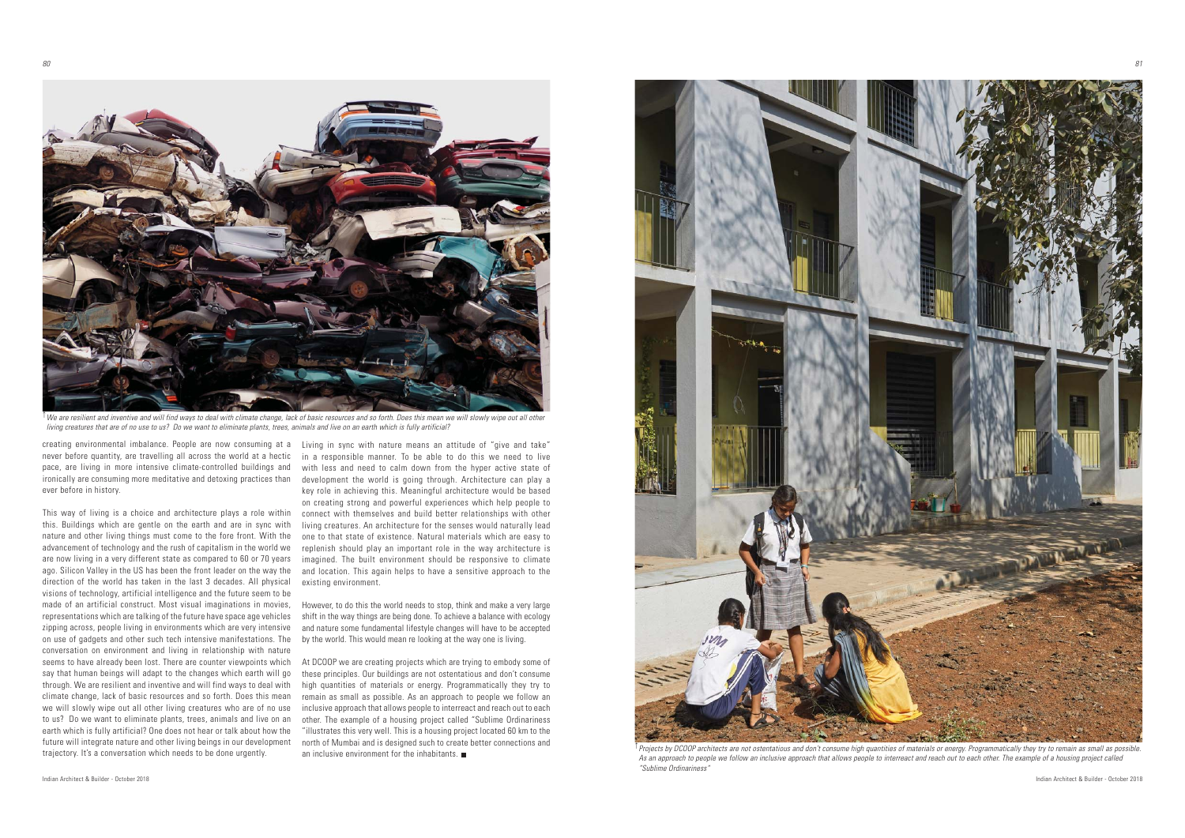↑ *We are resilient and inventive and will find ways to deal with climate change, lack of basic resources and so forth. Does this mean we will slowly wipe out all other living creatures that are of no use to us? Do we want to eliminate plants, trees, animals and live on an earth which is fully artificial?*

creating environmental imbalance. People are now consuming at a never before quantity, are travelling all across the world at a hectic pace, are living in more intensive climate-controlled buildings and ironically are consuming more meditative and detoxing practices than ever before in history.

This way of living is a choice and architecture plays a role within this. Buildings which are gentle on the earth and are in sync with nature and other living things must come to the fore front. With the advancement of technology and the rush of capitalism in the world we are now living in a very different state as compared to 60 or 70 years ago. Silicon Valley in the US has been the front leader on the way the direction of the world has taken in the last 3 decades. All physical visions of technology, artificial intelligence and the future seem to be made of an artificial construct. Most visual imaginations in movies, representations which are talking of the future have space age vehicles zipping across, people living in environments which are very intensive on use of gadgets and other such tech intensive manifestations. The conversation on environment and living in relationship with nature seems to have already been lost. There are counter viewpoints which say that human beings will adapt to the changes which earth will go through. We are resilient and inventive and will find ways to deal with climate change, lack of basic resources and so forth. Does this mean we will slowly wipe out all other living creatures who are of no use to us? Do we want to eliminate plants, trees, animals and live on an earth which is fully artificial? One does not hear or talk about how the future will integrate nature and other living beings in our development trajectory. It's a conversation which needs to be done urgently.

Living in sync with nature means an attitude of "give and take" in a responsible manner. To be able to do this we need to live with less and need to calm down from the hyper active state of development the world is going through. Architecture can play a key role in achieving this. Meaningful architecture would be based on creating strong and powerful experiences which help people to connect with themselves and build better relationships with other living creatures. An architecture for the senses would naturally lead one to that state of existence. Natural materials which are easy to replenish should play an important role in the way architecture is imagined. The built environment should be responsive to climate and location. This again helps to have a sensitive approach to the existing environment.

However, to do this the world needs to stop, think and make a very large shift in the way things are being done. To achieve a balance with ecology and nature some fundamental lifestyle changes will have to be accepted by the world. This would mean re looking at the way one is living.

At DCOOP we are creating projects which are trying to embody some of these principles. Our buildings are not ostentatious and don't consume high quantities of materials or energy. Programmatically they try to remain as small as possible. As an approach to people we follow an inclusive approach that allows people to interreact and reach out to each other. The example of a housing project called "Sublime Ordinariness "illustrates this very well. This is a housing project located 60 km to the north of Mumbai and is designed such to create better connections and an inclusive environment for the inhabitants. ■

↑ *Projects by DCOOP architects are not ostentatious and don't consume high quantities of materials or energy. Programmatically they try to remain as small as possible. As an approach to people we follow an inclusive approach that allows people to interreact and reach out to each other. The example of a housing project called "Sublime Ordinariness"*